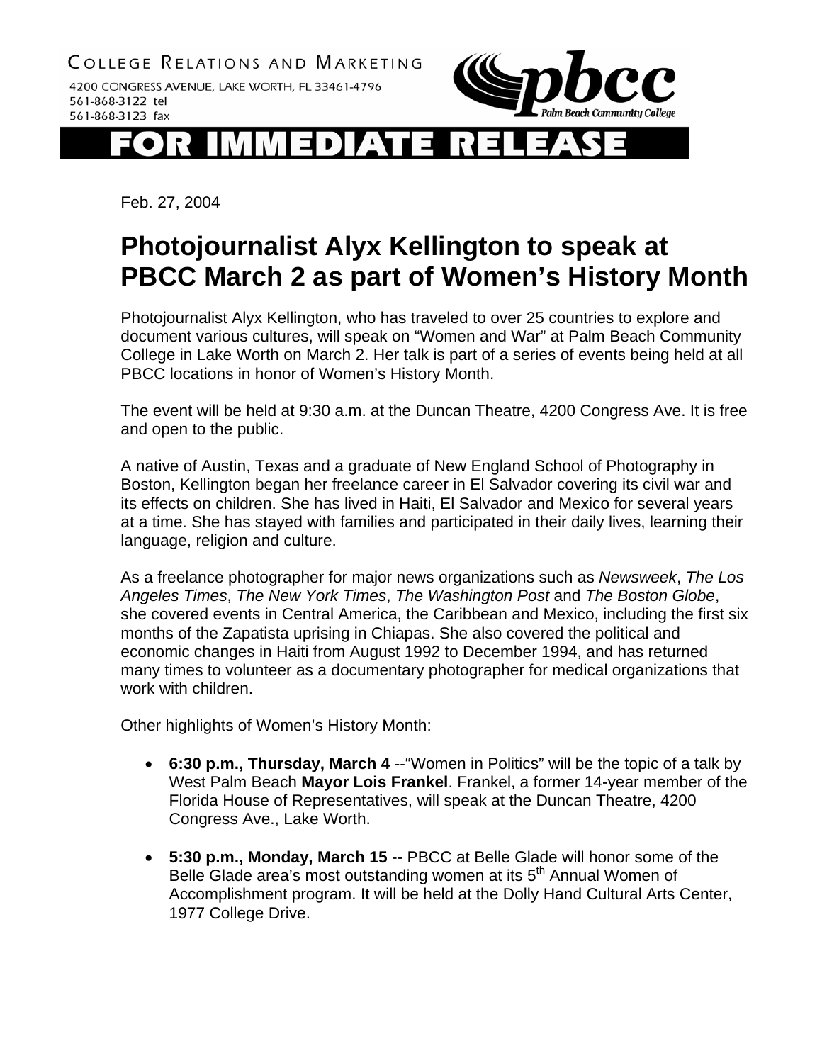COLLEGE RELATIONS AND MARKETING

4200 CONGRESS AVENUE, LAKE WORTH, FL 33461-4796
561-868-3122 tel
561-868-3123 fax

pbcc
Palm Beach Community College

# FOR IMMEDIATE RELEASE

Feb. 27, 2004

## Photojournalist Alyx Kellington to speak at PBCC March 2 as part of Women's History Month

Photojournalist Alyx Kellington, who has traveled to over 25 countries to explore and document various cultures, will speak on "Women and War" at Palm Beach Community College in Lake Worth on March 2. Her talk is part of a series of events being held at all PBCC locations in honor of Women's History Month.

The event will be held at 9:30 a.m. at the Duncan Theatre, 4200 Congress Ave. It is free and open to the public.

A native of Austin, Texas and a graduate of New England School of Photography in Boston, Kellington began her freelance career in El Salvador covering its civil war and its effects on children. She has lived in Haiti, El Salvador and Mexico for several years at a time. She has stayed with families and participated in their daily lives, learning their language, religion and culture.

As a freelance photographer for major news organizations such as *Newsweek*, *The Los Angeles Times*, *The New York Times*, *The Washington Post* and *The Boston Globe*, she covered events in Central America, the Caribbean and Mexico, including the first six months of the Zapatista uprising in Chiapas. She also covered the political and economic changes in Haiti from August 1992 to December 1994, and has returned many times to volunteer as a documentary photographer for medical organizations that work with children.

Other highlights of Women's History Month:

- **6:30 p.m., Thursday, March 4** --"Women in Politics" will be the topic of a talk by West Palm Beach **Mayor Lois Frankel**. Frankel, a former 14-year member of the Florida House of Representatives, will speak at the Duncan Theatre, 4200 Congress Ave., Lake Worth.

- **5:30 p.m., Monday, March 15** -- PBCC at Belle Glade will honor some of the Belle Glade area's most outstanding women at its 5th Annual Women of Accomplishment program. It will be held at the Dolly Hand Cultural Arts Center, 1977 College Drive.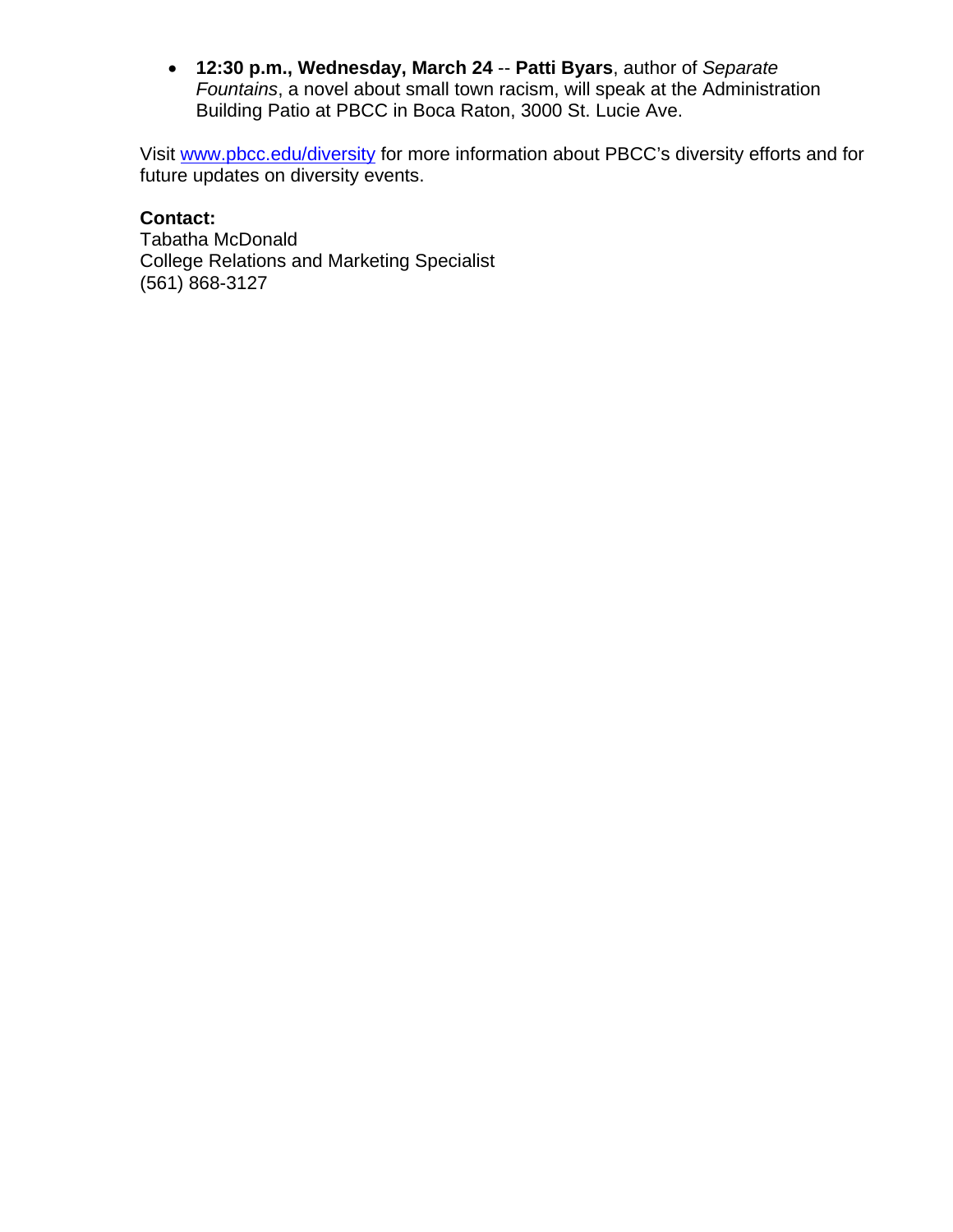- **12:30 p.m., Wednesday, March 24** -- **Patti Byars**, author of *Separate Fountains*, a novel about small town racism, will speak at the Administration Building Patio at PBCC in Boca Raton, 3000 St. Lucie Ave.

Visit www.pbcc.edu/diversity for more information about PBCC's diversity efforts and for future updates on diversity events.

**Contact:**
Tabatha McDonald
College Relations and Marketing Specialist
(561) 868-3127